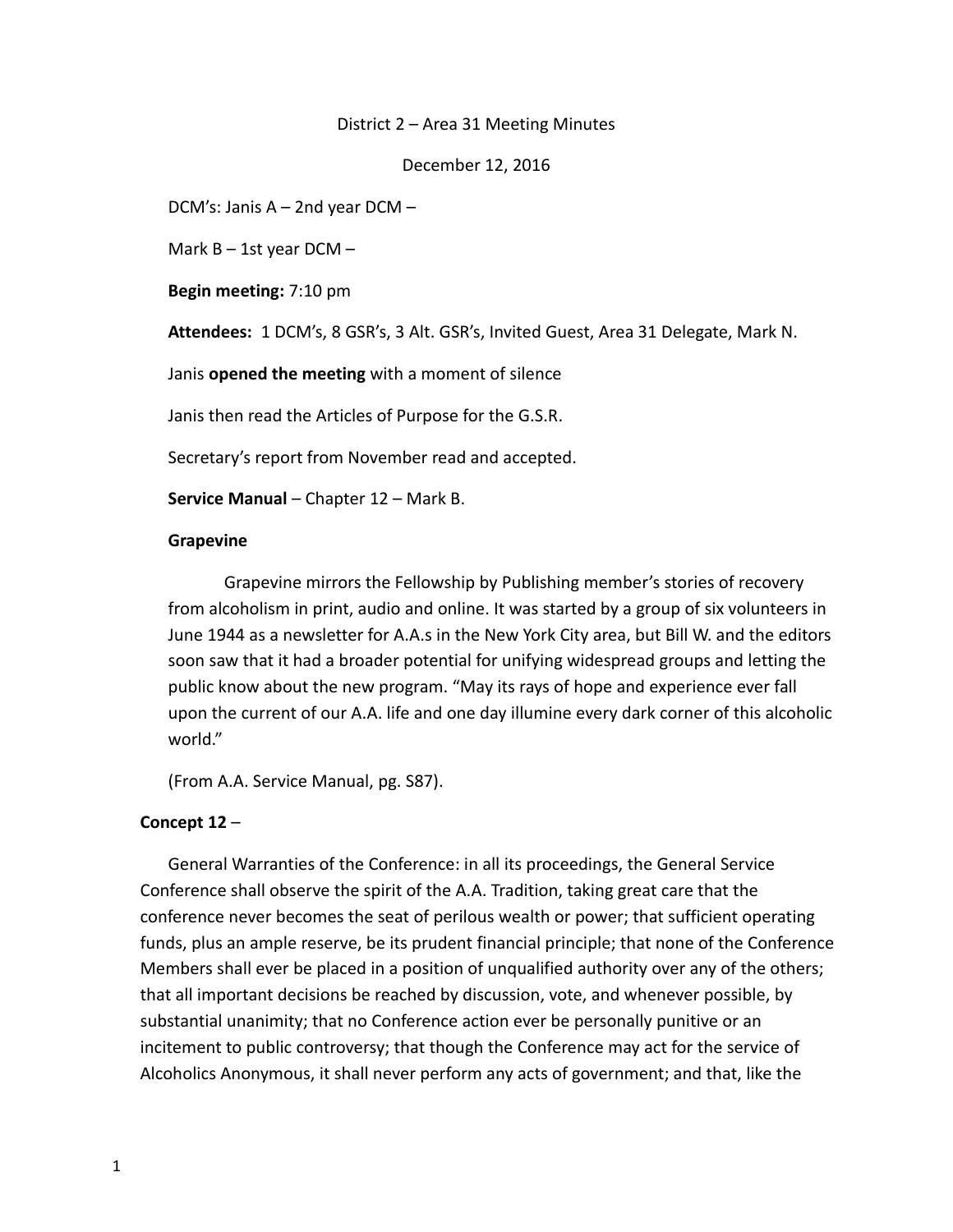District 2 – Area 31 Meeting Minutes

December 12, 2016

DCM's: Janis A – 2nd year DCM –

Mark B – 1st year DCM –

**Begin meeting:** 7:10 pm

**Attendees:** 1 DCM's, 8 GSR's, 3 Alt. GSR's, Invited Guest, Area 31 Delegate, Mark N.

Janis **opened the meeting** with a moment of silence

Janis then read the Articles of Purpose for the G.S.R.

Secretary's report from November read and accepted.

**Service Manual** – Chapter 12 – Mark B.

**Grapevine**

Grapevine mirrors the Fellowship by Publishing member's stories of recovery from alcoholism in print, audio and online. It was started by a group of six volunteers in June 1944 as a newsletter for A.A.s in the New York City area, but Bill W. and the editors soon saw that it had a broader potential for unifying widespread groups and letting the public know about the new program. "May its rays of hope and experience ever fall upon the current of our A.A. life and one day illumine every dark corner of this alcoholic world."

(From A.A. Service Manual, pg. S87).

**Concept 12** –

General Warranties of the Conference: in all its proceedings, the General Service Conference shall observe the spirit of the A.A. Tradition, taking great care that the conference never becomes the seat of perilous wealth or power; that sufficient operating funds, plus an ample reserve, be its prudent financial principle; that none of the Conference Members shall ever be placed in a position of unqualified authority over any of the others; that all important decisions be reached by discussion, vote, and whenever possible, by substantial unanimity; that no Conference action ever be personally punitive or an incitement to public controversy; that though the Conference may act for the service of Alcoholics Anonymous, it shall never perform any acts of government; and that, like the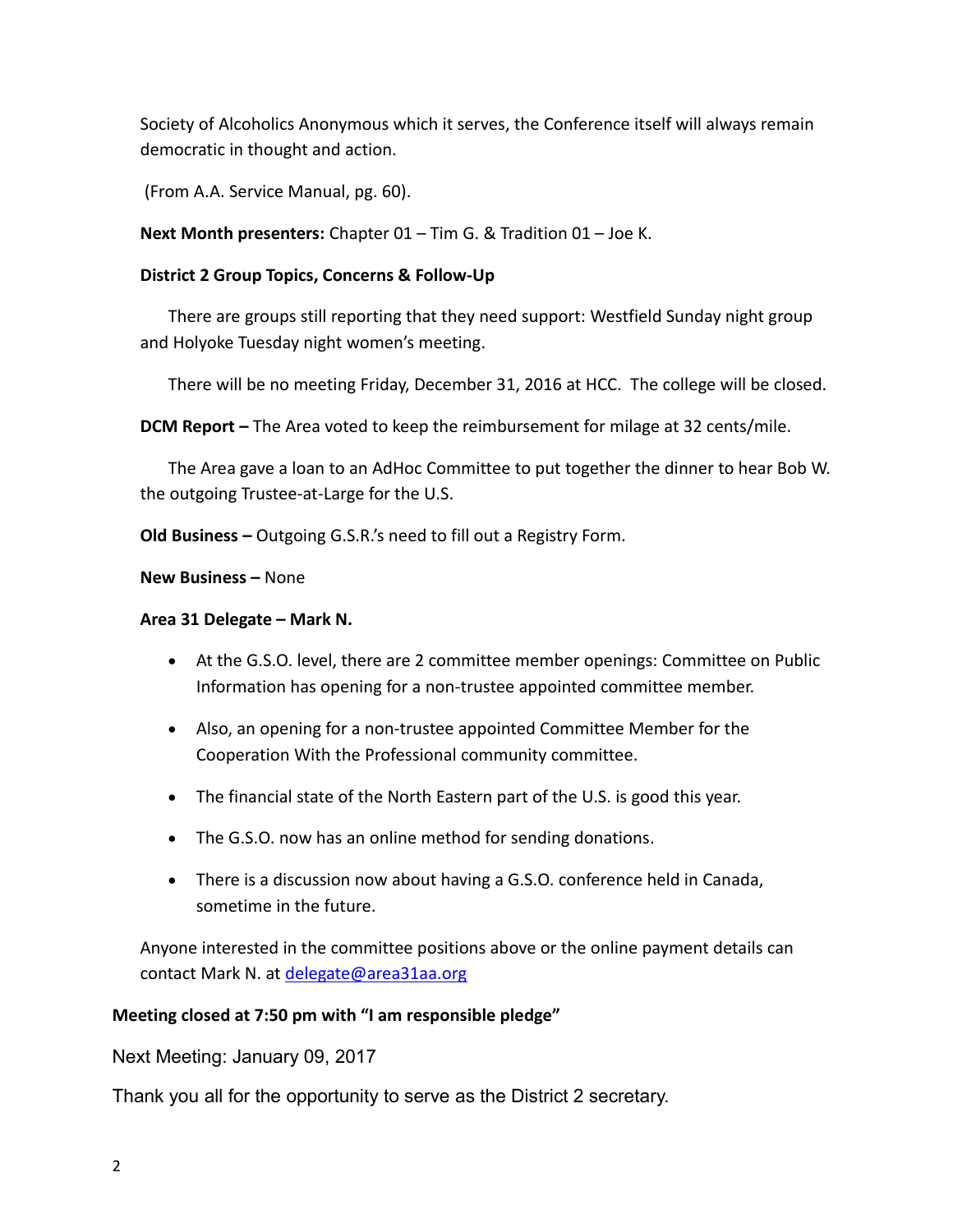Society of Alcoholics Anonymous which it serves, the Conference itself will always remain democratic in thought and action.

(From A.A. Service Manual, pg. 60).

**Next Month presenters:** Chapter 01 – Tim G. & Tradition 01 – Joe K.

**District 2 Group Topics, Concerns & Follow-Up**

There are groups still reporting that they need support: Westfield Sunday night group and Holyoke Tuesday night women's meeting.

There will be no meeting Friday, December 31, 2016 at HCC. The college will be closed.

**DCM Report –** The Area voted to keep the reimbursement for milage at 32 cents/mile.

The Area gave a loan to an AdHoc Committee to put together the dinner to hear Bob W. the outgoing Trustee-at-Large for the U.S.

**Old Business –** Outgoing G.S.R.'s need to fill out a Registry Form.

**New Business –** None

**Area 31 Delegate – Mark N.**

- At the G.S.O. level, there are 2 committee member openings: Committee on Public Information has opening for a non-trustee appointed committee member.
- Also, an opening for a non-trustee appointed Committee Member for the Cooperation With the Professional community committee.
- The financial state of the North Eastern part of the U.S. is good this year.
- The G.S.O. now has an online method for sending donations.
- There is a discussion now about having a G.S.O. conference held in Canada, sometime in the future.

Anyone interested in the committee positions above or the online payment details can contact Mark N. at delegate@area31aa.org

**Meeting closed at 7:50 pm with "I am responsible pledge"**

Next Meeting: January 09, 2017

Thank you all for the opportunity to serve as the District 2 secretary.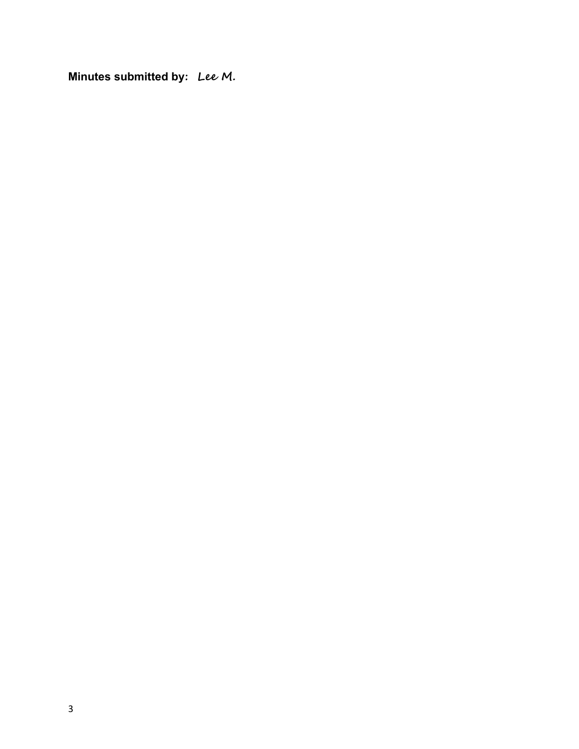**Minutes submitted by:** Lee M.